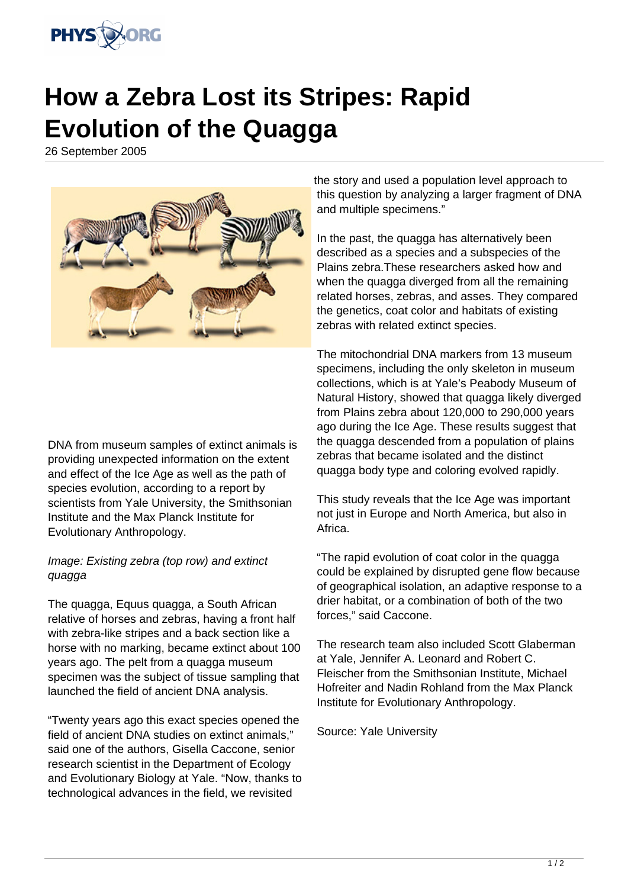# How a Zebra Lost its Stripes: Rapid Evolution of the Quagga

26 September 2005

DNA from museum samples of extinct animals is providing unexpected information on the extent and effect of the Ice Age as well as the path of species evolution, according to a report by scientists from Yale University, the Smithsonian Institute and the Max Planck Institute for Evolutionary Anthropology.

*Image: Existing zebra (top row) and extinct quagga*

The quagga, Equus quagga, a South African relative of horses and zebras, having a front half with zebra-like stripes and a back section like a horse with no marking, became extinct about 100 years ago. The pelt from a quagga museum specimen was the subject of tissue sampling that launched the field of ancient DNA analysis.

"Twenty years ago this exact species opened the field of ancient DNA studies on extinct animals," said one of the authors, Gisella Caccone, senior research scientist in the Department of Ecology and Evolutionary Biology at Yale. "Now, thanks to technological advances in the field, we revisited the story and used a population level approach to this question by analyzing a larger fragment of DNA and multiple specimens."

In the past, the quagga has alternatively been described as a species and a subspecies of the Plains zebra.These researchers asked how and when the quagga diverged from all the remaining related horses, zebras, and asses. They compared the genetics, coat color and habitats of existing zebras with related extinct species.

The mitochondrial DNA markers from 13 museum specimens, including the only skeleton in museum collections, which is at Yale's Peabody Museum of Natural History, showed that quagga likely diverged from Plains zebra about 120,000 to 290,000 years ago during the Ice Age. These results suggest that the quagga descended from a population of plains zebras that became isolated and the distinct quagga body type and coloring evolved rapidly.

This study reveals that the Ice Age was important not just in Europe and North America, but also in Africa.

"The rapid evolution of coat color in the quagga could be explained by disrupted gene flow because of geographical isolation, an adaptive response to a drier habitat, or a combination of both of the two forces," said Caccone.

The research team also included Scott Glaberman at Yale, Jennifer A. Leonard and Robert C. Fleischer from the Smithsonian Institute, Michael Hofreiter and Nadin Rohland from the Max Planck Institute for Evolutionary Anthropology.

Source: Yale University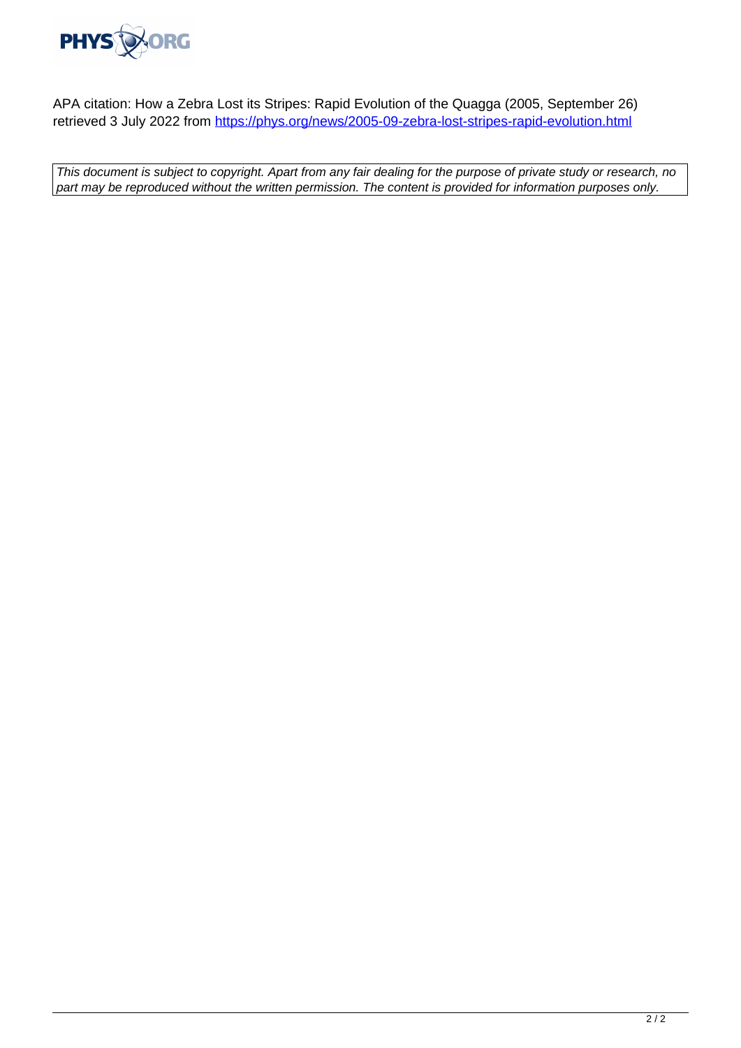APA citation: How a Zebra Lost its Stripes: Rapid Evolution of the Quagga (2005, September 26) retrieved 3 July 2022 from https://phys.org/news/2005-09-zebra-lost-stripes-rapid-evolution.html

*This document is subject to copyright. Apart from any fair dealing for the purpose of private study or research, no part may be reproduced without the written permission. The content is provided for information purposes only.*